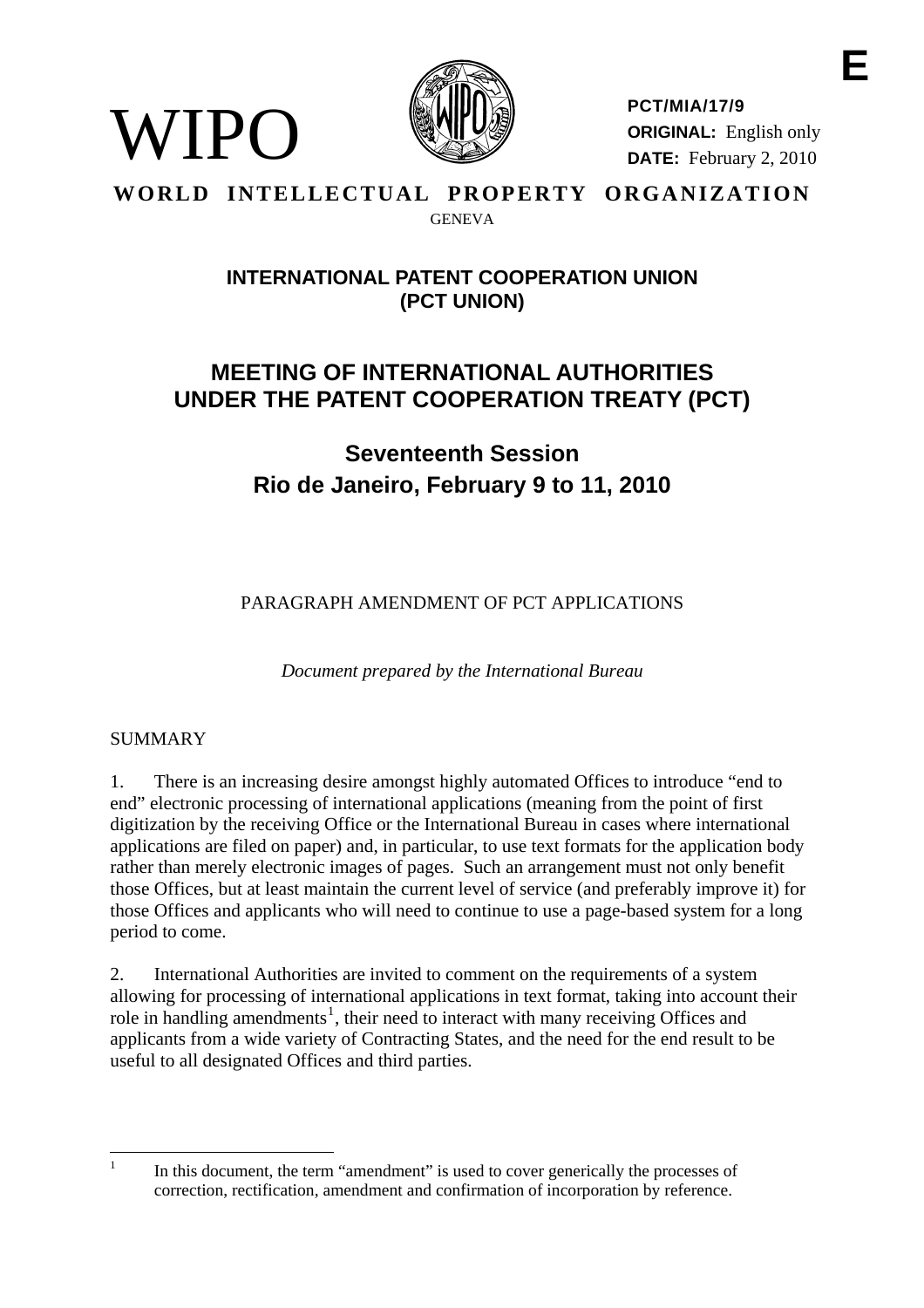**E**

WIPO

**PCT/MIA/17/9**
**ORIGINAL:** English only
**DATE:** February 2, 2010

**WORLD INTELLECTUAL PROPERTY ORGANIZATION**
GENEVA

## INTERNATIONAL PATENT COOPERATION UNION (PCT UNION)

# MEETING OF INTERNATIONAL AUTHORITIES UNDER THE PATENT COOPERATION TREATY (PCT)

## Seventeenth Session
## Rio de Janeiro, February 9 to 11, 2010

PARAGRAPH AMENDMENT OF PCT APPLICATIONS

*Document prepared by the International Bureau*

SUMMARY

1. There is an increasing desire amongst highly automated Offices to introduce "end to end" electronic processing of international applications (meaning from the point of first digitization by the receiving Office or the International Bureau in cases where international applications are filed on paper) and, in particular, to use text formats for the application body rather than merely electronic images of pages. Such an arrangement must not only benefit those Offices, but at least maintain the current level of service (and preferably improve it) for those Offices and applicants who will need to continue to use a page-based system for a long period to come.

2. International Authorities are invited to comment on the requirements of a system allowing for processing of international applications in text format, taking into account their role in handling amendments[1], their need to interact with many receiving Offices and applicants from a wide variety of Contracting States, and the need for the end result to be useful to all designated Offices and third parties.

---

[1] In this document, the term "amendment" is used to cover generically the processes of correction, rectification, amendment and confirmation of incorporation by reference.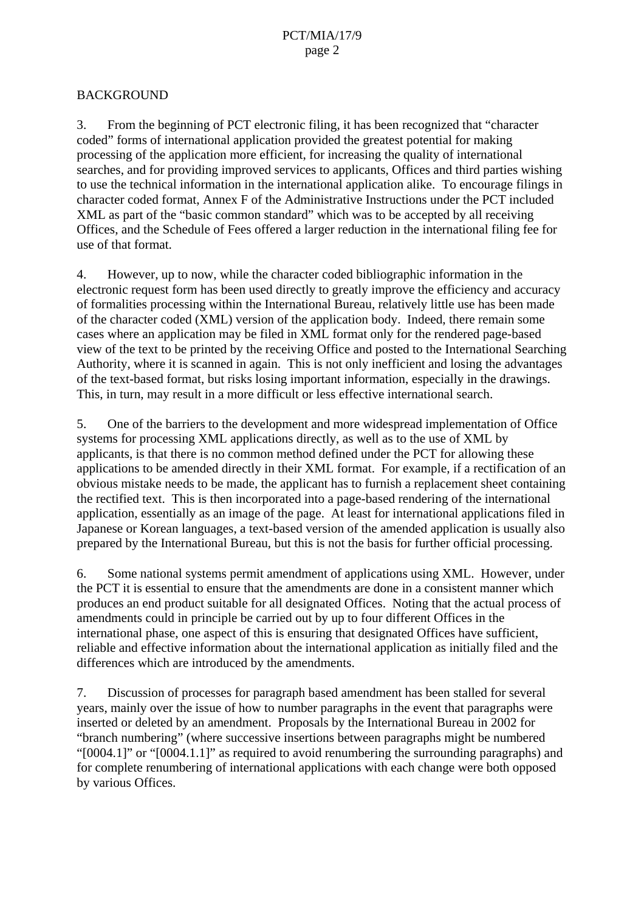## BACKGROUND

3. From the beginning of PCT electronic filing, it has been recognized that "character coded" forms of international application provided the greatest potential for making processing of the application more efficient, for increasing the quality of international searches, and for providing improved services to applicants, Offices and third parties wishing to use the technical information in the international application alike. To encourage filings in character coded format, Annex F of the Administrative Instructions under the PCT included XML as part of the "basic common standard" which was to be accepted by all receiving Offices, and the Schedule of Fees offered a larger reduction in the international filing fee for use of that format.

4. However, up to now, while the character coded bibliographic information in the electronic request form has been used directly to greatly improve the efficiency and accuracy of formalities processing within the International Bureau, relatively little use has been made of the character coded (XML) version of the application body. Indeed, there remain some cases where an application may be filed in XML format only for the rendered page-based view of the text to be printed by the receiving Office and posted to the International Searching Authority, where it is scanned in again. This is not only inefficient and losing the advantages of the text-based format, but risks losing important information, especially in the drawings. This, in turn, may result in a more difficult or less effective international search.

5. One of the barriers to the development and more widespread implementation of Office systems for processing XML applications directly, as well as to the use of XML by applicants, is that there is no common method defined under the PCT for allowing these applications to be amended directly in their XML format. For example, if a rectification of an obvious mistake needs to be made, the applicant has to furnish a replacement sheet containing the rectified text. This is then incorporated into a page-based rendering of the international application, essentially as an image of the page. At least for international applications filed in Japanese or Korean languages, a text-based version of the amended application is usually also prepared by the International Bureau, but this is not the basis for further official processing.

6. Some national systems permit amendment of applications using XML. However, under the PCT it is essential to ensure that the amendments are done in a consistent manner which produces an end product suitable for all designated Offices. Noting that the actual process of amendments could in principle be carried out by up to four different Offices in the international phase, one aspect of this is ensuring that designated Offices have sufficient, reliable and effective information about the international application as initially filed and the differences which are introduced by the amendments.

7. Discussion of processes for paragraph based amendment has been stalled for several years, mainly over the issue of how to number paragraphs in the event that paragraphs were inserted or deleted by an amendment. Proposals by the International Bureau in 2002 for "branch numbering" (where successive insertions between paragraphs might be numbered "[0004.1]" or "[0004.1.1]" as required to avoid renumbering the surrounding paragraphs) and for complete renumbering of international applications with each change were both opposed by various Offices.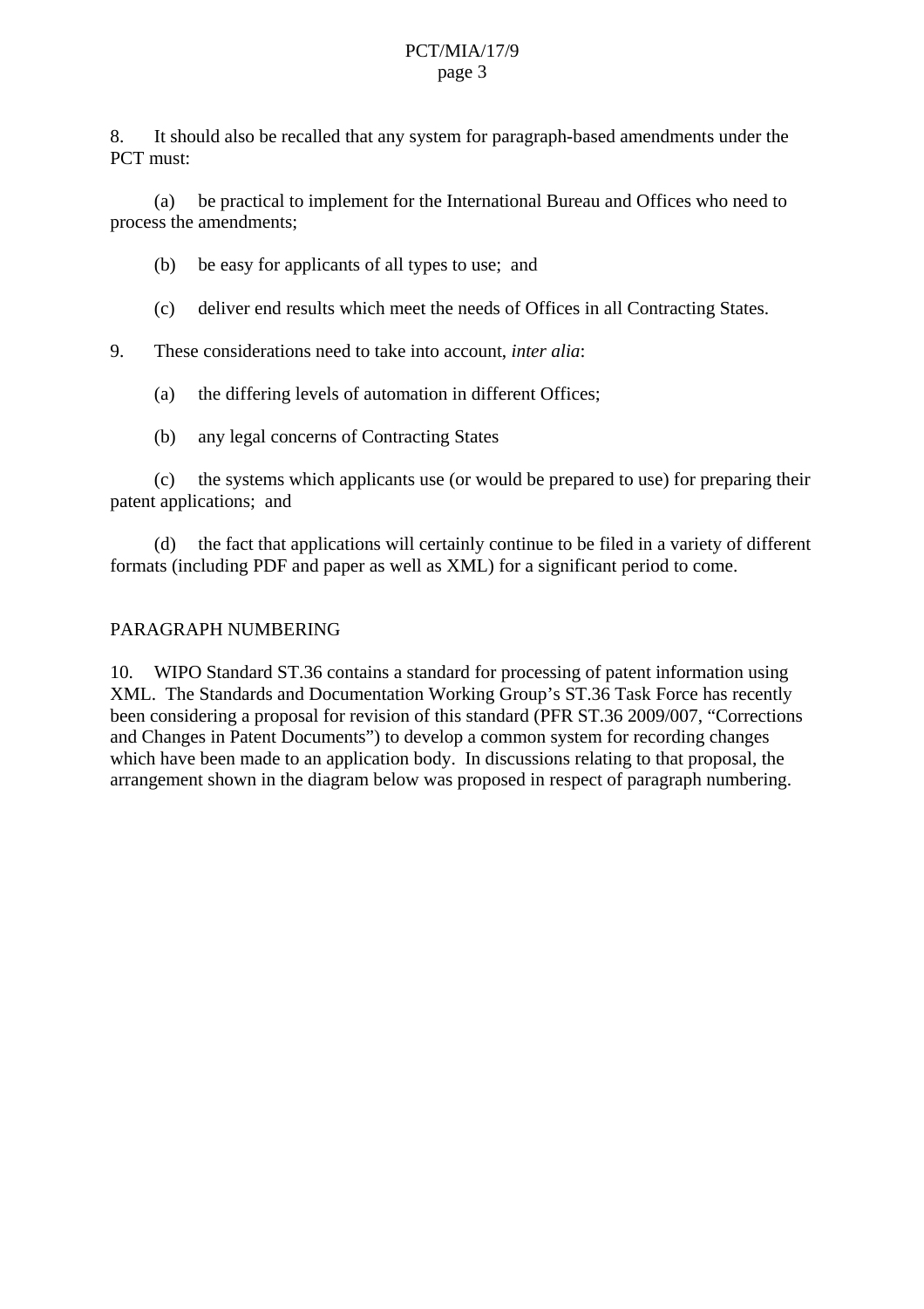8. It should also be recalled that any system for paragraph-based amendments under the PCT must:

(a) be practical to implement for the International Bureau and Offices who need to process the amendments;

(b) be easy for applicants of all types to use; and

(c) deliver end results which meet the needs of Offices in all Contracting States.

9. These considerations need to take into account, *inter alia*:

(a) the differing levels of automation in different Offices;

(b) any legal concerns of Contracting States

(c) the systems which applicants use (or would be prepared to use) for preparing their patent applications; and

(d) the fact that applications will certainly continue to be filed in a variety of different formats (including PDF and paper as well as XML) for a significant period to come.

## PARAGRAPH NUMBERING

10. WIPO Standard ST.36 contains a standard for processing of patent information using XML. The Standards and Documentation Working Group's ST.36 Task Force has recently been considering a proposal for revision of this standard (PFR ST.36 2009/007, "Corrections and Changes in Patent Documents") to develop a common system for recording changes which have been made to an application body. In discussions relating to that proposal, the arrangement shown in the diagram below was proposed in respect of paragraph numbering.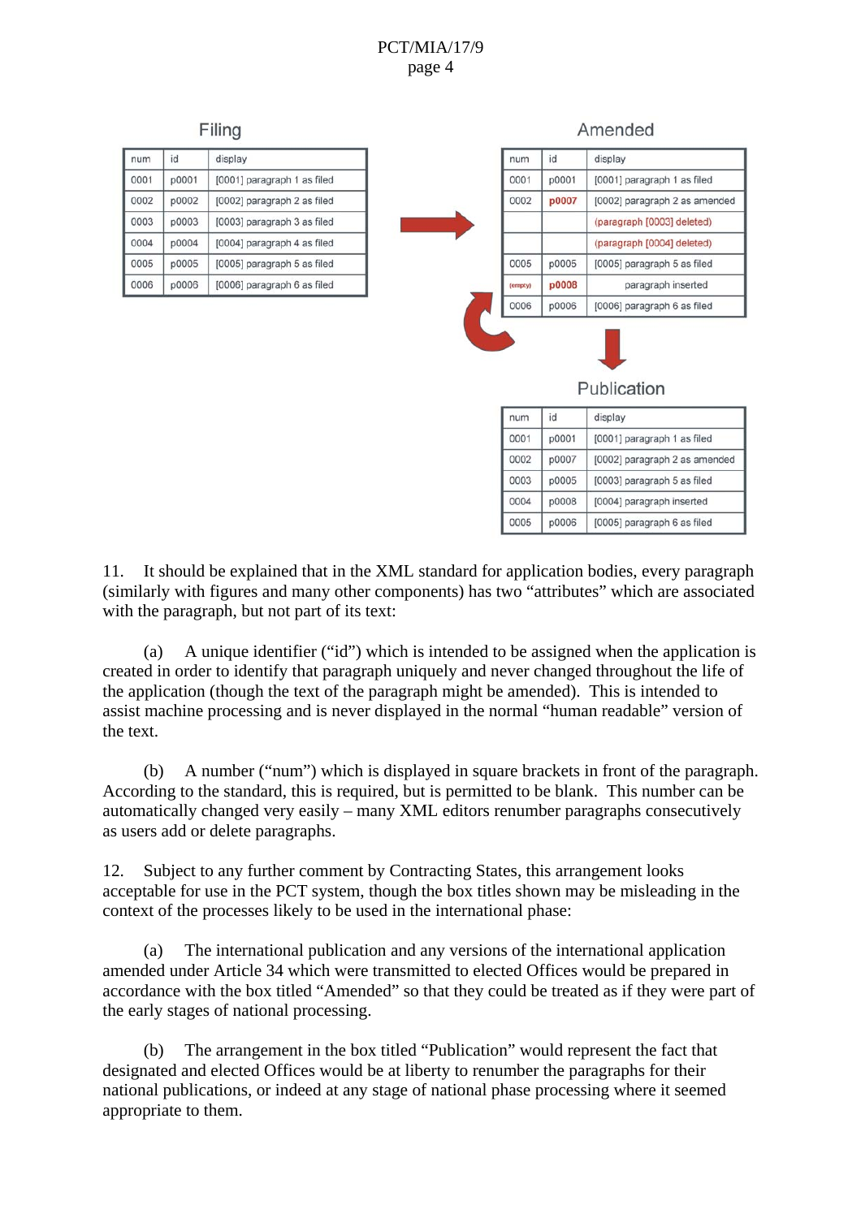**Filing**

| num | id | display |
|---|---|---|
| 0001 | p0001 | [0001] paragraph 1 as filed |
| 0002 | p0002 | [0002] paragraph 2 as filed |
| 0003 | p0003 | [0003] paragraph 3 as filed |
| 0004 | p0004 | [0004] paragraph 4 as filed |
| 0005 | p0005 | [0005] paragraph 5 as filed |
| 0006 | p0006 | [0006] paragraph 6 as filed |

**Amended**

| num | id | display |
|---|---|---|
| 0001 | p0001 | [0001] paragraph 1 as filed |
| 0002 | p0007 | [0002] paragraph 2 as amended |
| | | (paragraph [0003] deleted) |
| | | (paragraph [0004] deleted) |
| 0005 | p0005 | [0005] paragraph 5 as filed |
| (empty) | p0008 | paragraph inserted |
| 0006 | p0006 | [0006] paragraph 6 as filed |

**Publication**

| num | id | display |
|---|---|---|
| 0001 | p0001 | [0001] paragraph 1 as filed |
| 0002 | p0007 | [0002] paragraph 2 as amended |
| 0003 | p0005 | [0003] paragraph 5 as filed |
| 0004 | p0008 | [0004] paragraph inserted |
| 0005 | p0006 | [0005] paragraph 6 as filed |

11. It should be explained that in the XML standard for application bodies, every paragraph (similarly with figures and many other components) has two "attributes" which are associated with the paragraph, but not part of its text:

(a) A unique identifier ("id") which is intended to be assigned when the application is created in order to identify that paragraph uniquely and never changed throughout the life of the application (though the text of the paragraph might be amended). This is intended to assist machine processing and is never displayed in the normal "human readable" version of the text.

(b) A number ("num") which is displayed in square brackets in front of the paragraph. According to the standard, this is required, but is permitted to be blank. This number can be automatically changed very easily – many XML editors renumber paragraphs consecutively as users add or delete paragraphs.

12. Subject to any further comment by Contracting States, this arrangement looks acceptable for use in the PCT system, though the box titles shown may be misleading in the context of the processes likely to be used in the international phase:

(a) The international publication and any versions of the international application amended under Article 34 which were transmitted to elected Offices would be prepared in accordance with the box titled "Amended" so that they could be treated as if they were part of the early stages of national processing.

(b) The arrangement in the box titled "Publication" would represent the fact that designated and elected Offices would be at liberty to renumber the paragraphs for their national publications, or indeed at any stage of national phase processing where it seemed appropriate to them.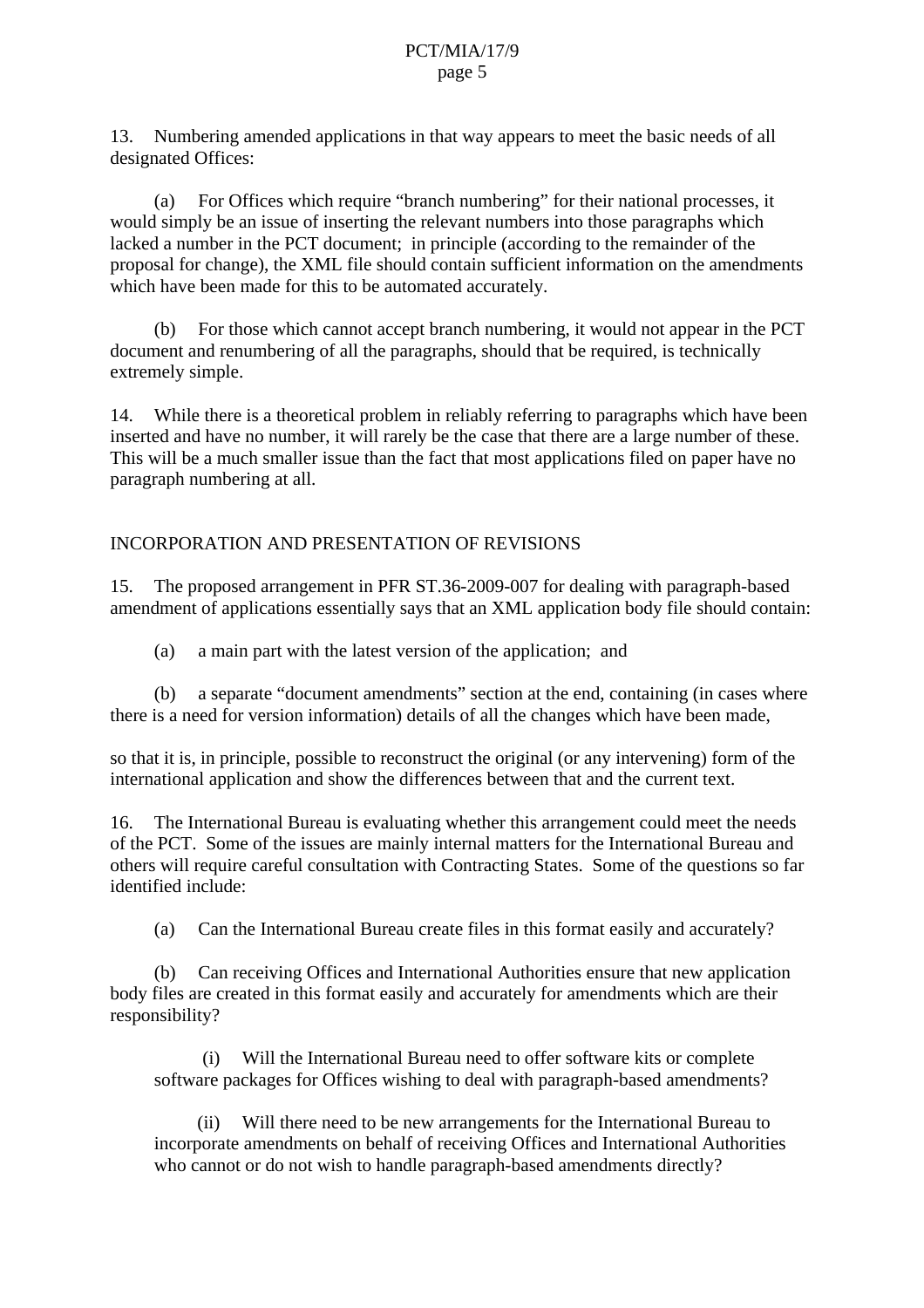13. Numbering amended applications in that way appears to meet the basic needs of all designated Offices:

(a) For Offices which require "branch numbering" for their national processes, it would simply be an issue of inserting the relevant numbers into those paragraphs which lacked a number in the PCT document; in principle (according to the remainder of the proposal for change), the XML file should contain sufficient information on the amendments which have been made for this to be automated accurately.

(b) For those which cannot accept branch numbering, it would not appear in the PCT document and renumbering of all the paragraphs, should that be required, is technically extremely simple.

14. While there is a theoretical problem in reliably referring to paragraphs which have been inserted and have no number, it will rarely be the case that there are a large number of these. This will be a much smaller issue than the fact that most applications filed on paper have no paragraph numbering at all.

## INCORPORATION AND PRESENTATION OF REVISIONS

15. The proposed arrangement in PFR ST.36-2009-007 for dealing with paragraph-based amendment of applications essentially says that an XML application body file should contain:

(a) a main part with the latest version of the application; and

(b) a separate "document amendments" section at the end, containing (in cases where there is a need for version information) details of all the changes which have been made,

so that it is, in principle, possible to reconstruct the original (or any intervening) form of the international application and show the differences between that and the current text.

16. The International Bureau is evaluating whether this arrangement could meet the needs of the PCT. Some of the issues are mainly internal matters for the International Bureau and others will require careful consultation with Contracting States. Some of the questions so far identified include:

(a) Can the International Bureau create files in this format easily and accurately?

(b) Can receiving Offices and International Authorities ensure that new application body files are created in this format easily and accurately for amendments which are their responsibility?

(i) Will the International Bureau need to offer software kits or complete software packages for Offices wishing to deal with paragraph-based amendments?

(ii) Will there need to be new arrangements for the International Bureau to incorporate amendments on behalf of receiving Offices and International Authorities who cannot or do not wish to handle paragraph-based amendments directly?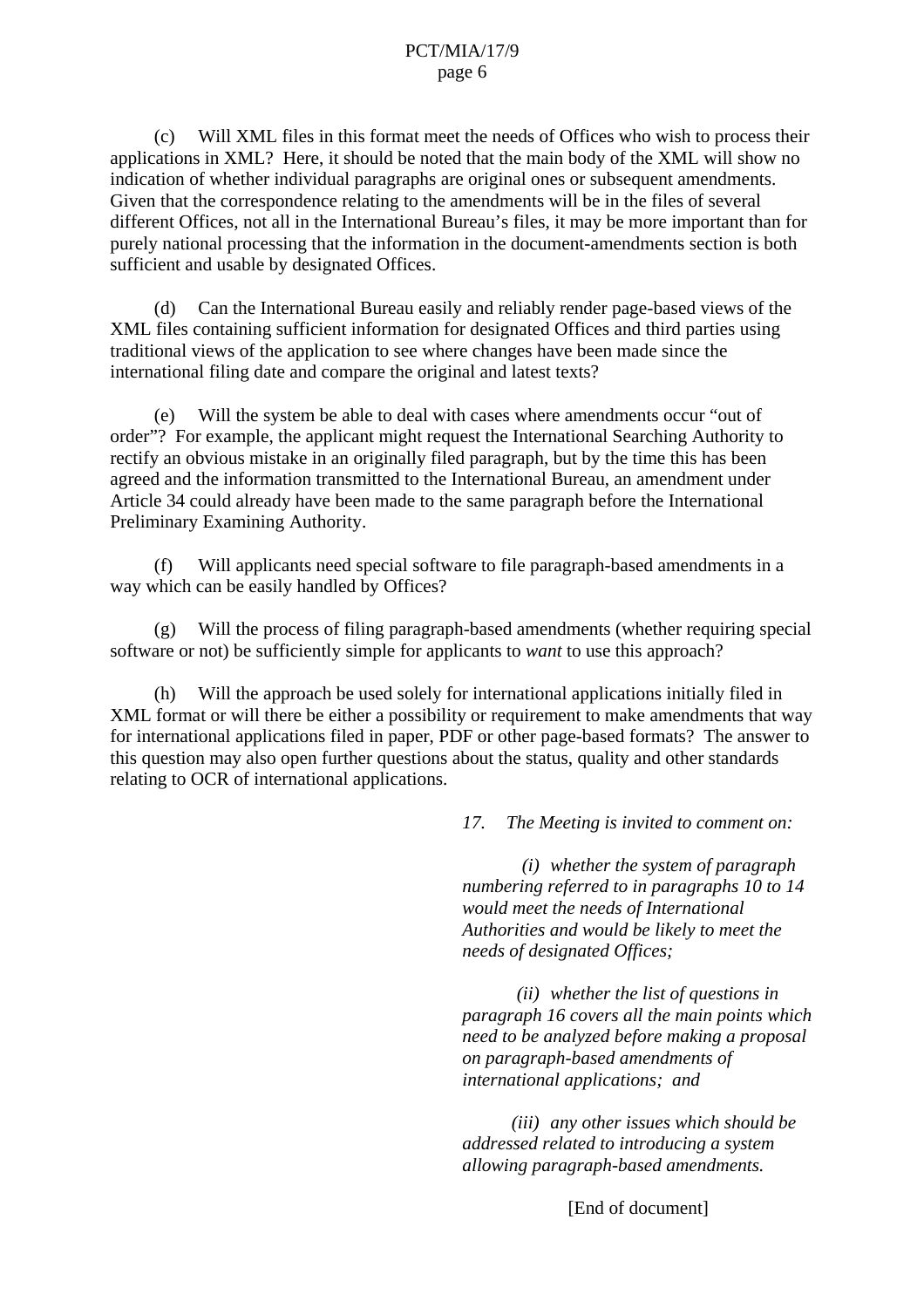(c) Will XML files in this format meet the needs of Offices who wish to process their applications in XML? Here, it should be noted that the main body of the XML will show no indication of whether individual paragraphs are original ones or subsequent amendments. Given that the correspondence relating to the amendments will be in the files of several different Offices, not all in the International Bureau's files, it may be more important than for purely national processing that the information in the document-amendments section is both sufficient and usable by designated Offices.

(d) Can the International Bureau easily and reliably render page-based views of the XML files containing sufficient information for designated Offices and third parties using traditional views of the application to see where changes have been made since the international filing date and compare the original and latest texts?

(e) Will the system be able to deal with cases where amendments occur "out of order"? For example, the applicant might request the International Searching Authority to rectify an obvious mistake in an originally filed paragraph, but by the time this has been agreed and the information transmitted to the International Bureau, an amendment under Article 34 could already have been made to the same paragraph before the International Preliminary Examining Authority.

(f) Will applicants need special software to file paragraph-based amendments in a way which can be easily handled by Offices?

(g) Will the process of filing paragraph-based amendments (whether requiring special software or not) be sufficiently simple for applicants to *want* to use this approach?

(h) Will the approach be used solely for international applications initially filed in XML format or will there be either a possibility or requirement to make amendments that way for international applications filed in paper, PDF or other page-based formats? The answer to this question may also open further questions about the status, quality and other standards relating to OCR of international applications.

*17. The Meeting is invited to comment on:*

*(i) whether the system of paragraph numbering referred to in paragraphs 10 to 14 would meet the needs of International Authorities and would be likely to meet the needs of designated Offices;*

*(ii) whether the list of questions in paragraph 16 covers all the main points which need to be analyzed before making a proposal on paragraph-based amendments of international applications; and*

*(iii) any other issues which should be addressed related to introducing a system allowing paragraph-based amendments.*

[End of document]